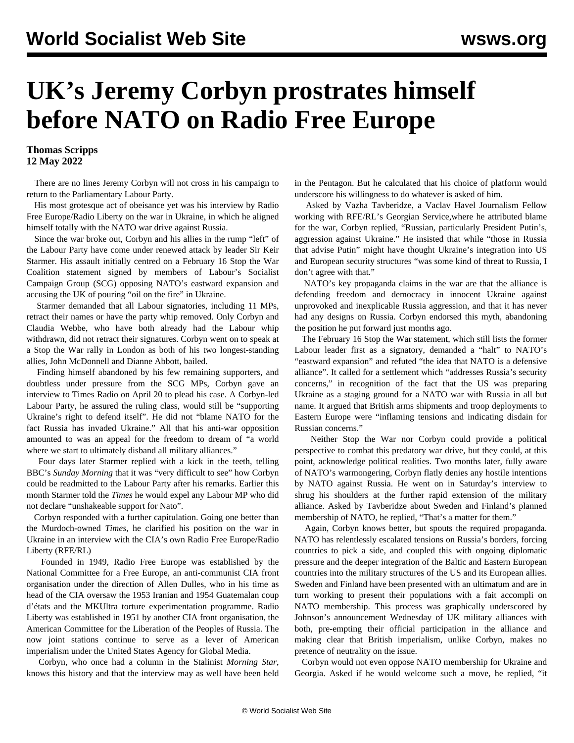# UK's Jeremy Corbyn prostrates himself before NATO on Radio Free Europe

**Thomas Scripps**
**12 May 2022**

There are no lines Jeremy Corbyn will not cross in his campaign to return to the Parliamentary Labour Party.

His most grotesque act of obeisance yet was his interview by Radio Free Europe/Radio Liberty on the war in Ukraine, in which he aligned himself totally with the NATO war drive against Russia.

Since the war broke out, Corbyn and his allies in the rump "left" of the Labour Party have come under renewed attack by leader Sir Keir Starmer. His assault initially centred on a February 16 Stop the War Coalition statement signed by members of Labour's Socialist Campaign Group (SCG) opposing NATO's eastward expansion and accusing the UK of pouring "oil on the fire" in Ukraine.

Starmer demanded that all Labour signatories, including 11 MPs, retract their names or have the party whip removed. Only Corbyn and Claudia Webbe, who have both already had the Labour whip withdrawn, did not retract their signatures. Corbyn went on to speak at a Stop the War rally in London as both of his two longest-standing allies, John McDonnell and Dianne Abbott, bailed.

Finding himself abandoned by his few remaining supporters, and doubtless under pressure from the SCG MPs, Corbyn gave an interview to Times Radio on April 20 to plead his case. A Corbyn-led Labour Party, he assured the ruling class, would still be "supporting Ukraine's right to defend itself". He did not "blame NATO for the fact Russia has invaded Ukraine." All that his anti-war opposition amounted to was an appeal for the freedom to dream of "a world where we start to ultimately disband all military alliances."

Four days later Starmer replied with a kick in the teeth, telling BBC's *Sunday Morning* that it was "very difficult to see" how Corbyn could be readmitted to the Labour Party after his remarks. Earlier this month Starmer told the *Times* he would expel any Labour MP who did not declare "unshakeable support for Nato".

Corbyn responded with a further capitulation. Going one better than the Murdoch-owned *Times*, he clarified his position on the war in Ukraine in an interview with the CIA's own Radio Free Europe/Radio Liberty (RFE/RL)

Founded in 1949, Radio Free Europe was established by the National Committee for a Free Europe, an anti-communist CIA front organisation under the direction of Allen Dulles, who in his time as head of the CIA oversaw the 1953 Iranian and 1954 Guatemalan coup d'états and the MKUltra torture experimentation programme. Radio Liberty was established in 1951 by another CIA front organisation, the American Committee for the Liberation of the Peoples of Russia. The now joint stations continue to serve as a lever of American imperialism under the United States Agency for Global Media.

Corbyn, who once had a column in the Stalinist *Morning Star*, knows this history and that the interview may as well have been held in the Pentagon. But he calculated that his choice of platform would underscore his willingness to do whatever is asked of him.

Asked by Vazha Tavberidze, a Vaclav Havel Journalism Fellow working with RFE/RL's Georgian Service,where he attributed blame for the war, Corbyn replied, "Russian, particularly President Putin's, aggression against Ukraine." He insisted that while "those in Russia that advise Putin" might have thought Ukraine's integration into US and European security structures "was some kind of threat to Russia, I don't agree with that."

NATO's key propaganda claims in the war are that the alliance is defending freedom and democracy in innocent Ukraine against unprovoked and inexplicable Russia aggression, and that it has never had any designs on Russia. Corbyn endorsed this myth, abandoning the position he put forward just months ago.

The February 16 Stop the War statement, which still lists the former Labour leader first as a signatory, demanded a "halt" to NATO's "eastward expansion" and refuted "the idea that NATO is a defensive alliance". It called for a settlement which "addresses Russia's security concerns," in recognition of the fact that the US was preparing Ukraine as a staging ground for a NATO war with Russia in all but name. It argued that British arms shipments and troop deployments to Eastern Europe were "inflaming tensions and indicating disdain for Russian concerns."

Neither Stop the War nor Corbyn could provide a political perspective to combat this predatory war drive, but they could, at this point, acknowledge political realities. Two months later, fully aware of NATO's warmongering, Corbyn flatly denies any hostile intentions by NATO against Russia. He went on in Saturday's interview to shrug his shoulders at the further rapid extension of the military alliance. Asked by Tavberidze about Sweden and Finland's planned membership of NATO, he replied, "That's a matter for them."

Again, Corbyn knows better, but spouts the required propaganda. NATO has relentlessly escalated tensions on Russia's borders, forcing countries to pick a side, and coupled this with ongoing diplomatic pressure and the deeper integration of the Baltic and Eastern European countries into the military structures of the US and its European allies. Sweden and Finland have been presented with an ultimatum and are in turn working to present their populations with a fait accompli on NATO membership. This process was graphically underscored by Johnson's announcement Wednesday of UK military alliances with both, pre-empting their official participation in the alliance and making clear that British imperialism, unlike Corbyn, makes no pretence of neutrality on the issue.

Corbyn would not even oppose NATO membership for Ukraine and Georgia. Asked if he would welcome such a move, he replied, "it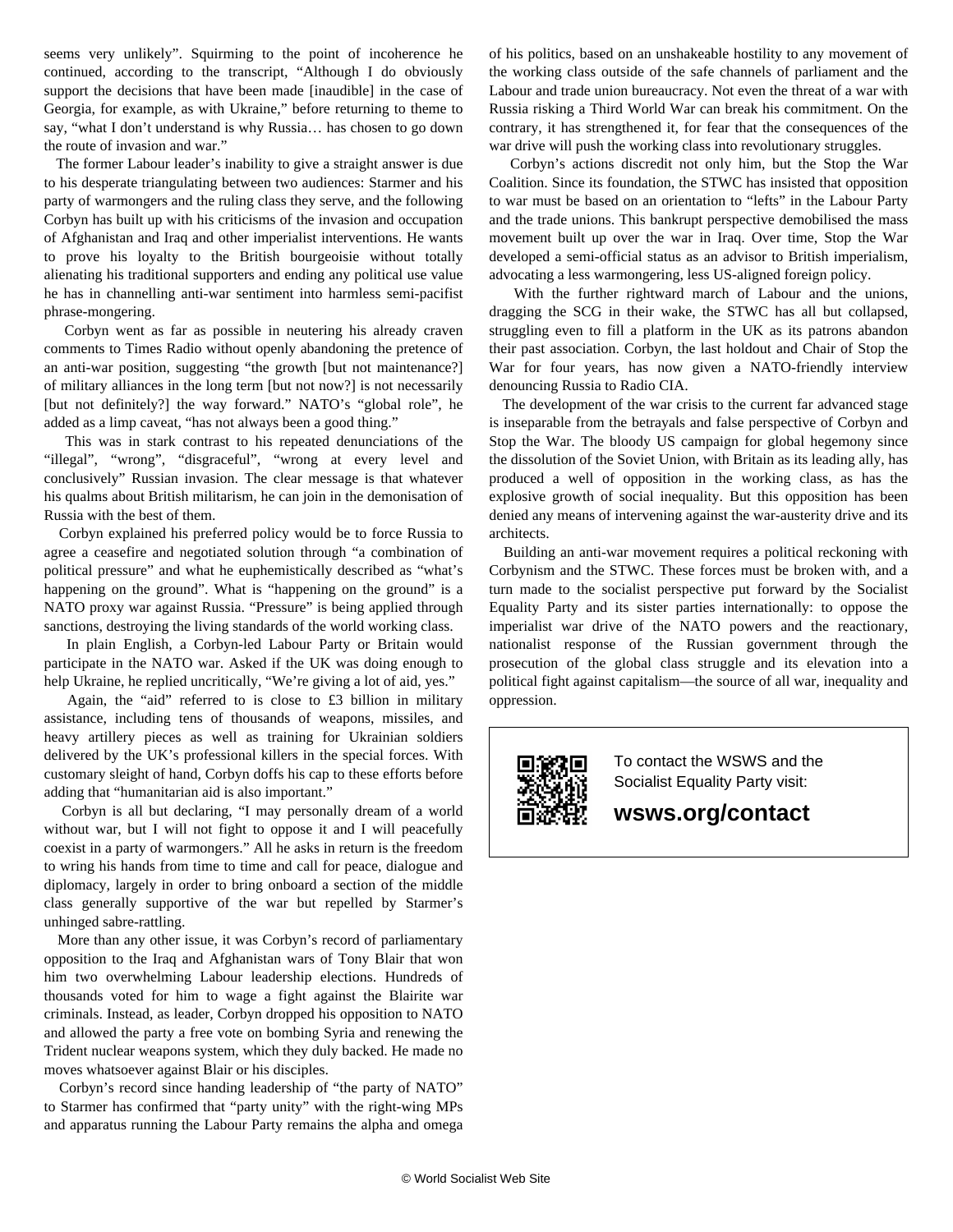seems very unlikely". Squirming to the point of incoherence he continued, according to the transcript, "Although I do obviously support the decisions that have been made [inaudible] in the case of Georgia, for example, as with Ukraine," before returning to theme to say, "what I don't understand is why Russia… has chosen to go down the route of invasion and war."

The former Labour leader's inability to give a straight answer is due to his desperate triangulating between two audiences: Starmer and his party of warmongers and the ruling class they serve, and the following Corbyn has built up with his criticisms of the invasion and occupation of Afghanistan and Iraq and other imperialist interventions. He wants to prove his loyalty to the British bourgeoisie without totally alienating his traditional supporters and ending any political use value he has in channelling anti-war sentiment into harmless semi-pacifist phrase-mongering.

Corbyn went as far as possible in neutering his already craven comments to Times Radio without openly abandoning the pretence of an anti-war position, suggesting "the growth [but not maintenance?] of military alliances in the long term [but not now?] is not necessarily [but not definitely?] the way forward." NATO's "global role", he added as a limp caveat, "has not always been a good thing."

This was in stark contrast to his repeated denunciations of the "illegal", "wrong", "disgraceful", "wrong at every level and conclusively" Russian invasion. The clear message is that whatever his qualms about British militarism, he can join in the demonisation of Russia with the best of them.

Corbyn explained his preferred policy would be to force Russia to agree a ceasefire and negotiated solution through "a combination of political pressure" and what he euphemistically described as "what's happening on the ground". What is "happening on the ground" is a NATO proxy war against Russia. "Pressure" is being applied through sanctions, destroying the living standards of the world working class.

In plain English, a Corbyn-led Labour Party or Britain would participate in the NATO war. Asked if the UK was doing enough to help Ukraine, he replied uncritically, "We're giving a lot of aid, yes."

Again, the "aid" referred to is close to £3 billion in military assistance, including tens of thousands of weapons, missiles, and heavy artillery pieces as well as training for Ukrainian soldiers delivered by the UK's professional killers in the special forces. With customary sleight of hand, Corbyn doffs his cap to these efforts before adding that "humanitarian aid is also important."

Corbyn is all but declaring, "I may personally dream of a world without war, but I will not fight to oppose it and I will peacefully coexist in a party of warmongers." All he asks in return is the freedom to wring his hands from time to time and call for peace, dialogue and diplomacy, largely in order to bring onboard a section of the middle class generally supportive of the war but repelled by Starmer's unhinged sabre-rattling.

More than any other issue, it was Corbyn's record of parliamentary opposition to the Iraq and Afghanistan wars of Tony Blair that won him two overwhelming Labour leadership elections. Hundreds of thousands voted for him to wage a fight against the Blairite war criminals. Instead, as leader, Corbyn dropped his opposition to NATO and allowed the party a free vote on bombing Syria and renewing the Trident nuclear weapons system, which they duly backed. He made no moves whatsoever against Blair or his disciples.

Corbyn's record since handing leadership of "the party of NATO" to Starmer has confirmed that "party unity" with the right-wing MPs and apparatus running the Labour Party remains the alpha and omega of his politics, based on an unshakeable hostility to any movement of the working class outside of the safe channels of parliament and the Labour and trade union bureaucracy. Not even the threat of a war with Russia risking a Third World War can break his commitment. On the contrary, it has strengthened it, for fear that the consequences of the war drive will push the working class into revolutionary struggles.

Corbyn's actions discredit not only him, but the Stop the War Coalition. Since its foundation, the STWC has insisted that opposition to war must be based on an orientation to "lefts" in the Labour Party and the trade unions. This bankrupt perspective demobilised the mass movement built up over the war in Iraq. Over time, Stop the War developed a semi-official status as an advisor to British imperialism, advocating a less warmongering, less US-aligned foreign policy.

With the further rightward march of Labour and the unions, dragging the SCG in their wake, the STWC has all but collapsed, struggling even to fill a platform in the UK as its patrons abandon their past association. Corbyn, the last holdout and Chair of Stop the War for four years, has now given a NATO-friendly interview denouncing Russia to Radio CIA.

The development of the war crisis to the current far advanced stage is inseparable from the betrayals and false perspective of Corbyn and Stop the War. The bloody US campaign for global hegemony since the dissolution of the Soviet Union, with Britain as its leading ally, has produced a well of opposition in the working class, as has the explosive growth of social inequality. But this opposition has been denied any means of intervening against the war-austerity drive and its architects.

Building an anti-war movement requires a political reckoning with Corbynism and the STWC. These forces must be broken with, and a turn made to the socialist perspective put forward by the Socialist Equality Party and its sister parties internationally: to oppose the imperialist war drive of the NATO powers and the reactionary, nationalist response of the Russian government through the prosecution of the global class struggle and its elevation into a political fight against capitalism—the source of all war, inequality and oppression.

To contact the WSWS and the Socialist Equality Party visit:

**wsws.org/contact**